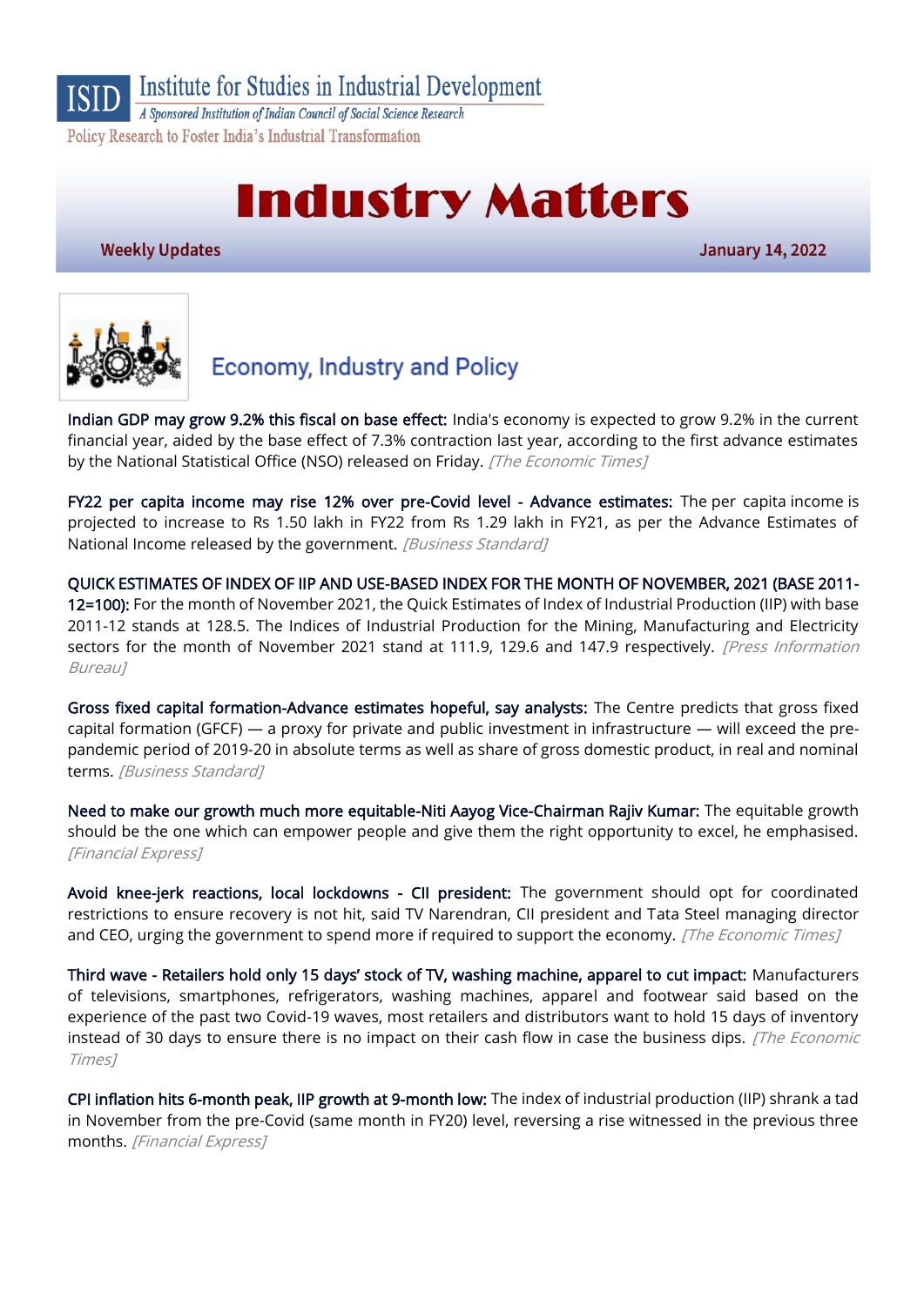Institute for Studies in Industrial Development

*A Sponsored Institution of Indian Council of Social Science Research*

Policy Research to Foster India's Industrial Transformation

# Industry Matters

**Weekly Updates** **January 14, 2022**

## Economy, Industry and Policy

Indian GDP may grow 9.2% this fiscal on base effect: India's economy is expected to grow 9.2% in the current financial year, aided by the base effect of 7.3% contraction last year, according to the first advance estimates by the National Statistical Office (NSO) released on Friday. *[The Economic Times]*

FY22 per capita income may rise 12% over pre-Covid level - Advance estimates: The per capita income is projected to increase to Rs 1.50 lakh in FY22 from Rs 1.29 lakh in FY21, as per the Advance Estimates of National Income released by the government. *[Business Standard]*

QUICK ESTIMATES OF INDEX OF IIP AND USE-BASED INDEX FOR THE MONTH OF NOVEMBER, 2021 (BASE 2011-12=100): For the month of November 2021, the Quick Estimates of Index of Industrial Production (IIP) with base 2011-12 stands at 128.5. The Indices of Industrial Production for the Mining, Manufacturing and Electricity sectors for the month of November 2021 stand at 111.9, 129.6 and 147.9 respectively. *[Press Information Bureau]*

Gross fixed capital formation-Advance estimates hopeful, say analysts: The Centre predicts that gross fixed capital formation (GFCF) — a proxy for private and public investment in infrastructure — will exceed the pre-pandemic period of 2019-20 in absolute terms as well as share of gross domestic product, in real and nominal terms. *[Business Standard]*

Need to make our growth much more equitable-Niti Aayog Vice-Chairman Rajiv Kumar: The equitable growth should be the one which can empower people and give them the right opportunity to excel, he emphasised. *[Financial Express]*

Avoid knee-jerk reactions, local lockdowns - CII president: The government should opt for coordinated restrictions to ensure recovery is not hit, said TV Narendran, CII president and Tata Steel managing director and CEO, urging the government to spend more if required to support the economy. *[The Economic Times]*

Third wave - Retailers hold only 15 days' stock of TV, washing machine, apparel to cut impact: Manufacturers of televisions, smartphones, refrigerators, washing machines, apparel and footwear said based on the experience of the past two Covid-19 waves, most retailers and distributors want to hold 15 days of inventory instead of 30 days to ensure there is no impact on their cash flow in case the business dips. *[The Economic Times]*

CPI inflation hits 6-month peak, IIP growth at 9-month low: The index of industrial production (IIP) shrank a tad in November from the pre-Covid (same month in FY20) level, reversing a rise witnessed in the previous three months. *[Financial Express]*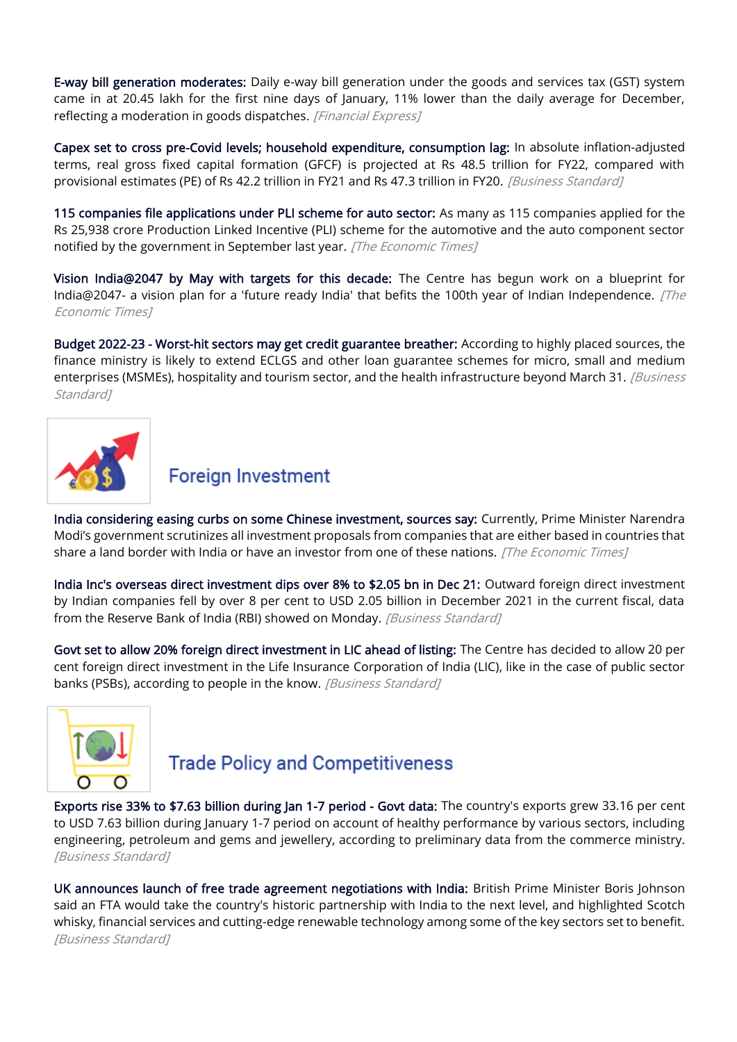**E-way bill generation moderates:** Daily e-way bill generation under the goods and services tax (GST) system came in at 20.45 lakh for the first nine days of January, 11% lower than the daily average for December, reflecting a moderation in goods dispatches. *[Financial Express]*

**Capex set to cross pre-Covid levels; household expenditure, consumption lag:** In absolute inflation-adjusted terms, real gross fixed capital formation (GFCF) is projected at Rs 48.5 trillion for FY22, compared with provisional estimates (PE) of Rs 42.2 trillion in FY21 and Rs 47.3 trillion in FY20. *[Business Standard]*

**115 companies file applications under PLI scheme for auto sector:** As many as 115 companies applied for the Rs 25,938 crore Production Linked Incentive (PLI) scheme for the automotive and the auto component sector notified by the government in September last year. *[The Economic Times]*

**Vision India@2047 by May with targets for this decade:** The Centre has begun work on a blueprint for India@2047- a vision plan for a 'future ready India' that befits the 100th year of Indian Independence. *[The Economic Times]*

**Budget 2022-23 - Worst-hit sectors may get credit guarantee breather:** According to highly placed sources, the finance ministry is likely to extend ECLGS and other loan guarantee schemes for micro, small and medium enterprises (MSMEs), hospitality and tourism sector, and the health infrastructure beyond March 31. *[Business Standard]*

## Foreign Investment

**India considering easing curbs on some Chinese investment, sources say:** Currently, Prime Minister Narendra Modi's government scrutinizes all investment proposals from companies that are either based in countries that share a land border with India or have an investor from one of these nations. *[The Economic Times]*

**India Inc's overseas direct investment dips over 8% to $2.05 bn in Dec 21:** Outward foreign direct investment by Indian companies fell by over 8 per cent to USD 2.05 billion in December 2021 in the current fiscal, data from the Reserve Bank of India (RBI) showed on Monday. *[Business Standard]*

**Govt set to allow 20% foreign direct investment in LIC ahead of listing:** The Centre has decided to allow 20 per cent foreign direct investment in the Life Insurance Corporation of India (LIC), like in the case of public sector banks (PSBs), according to people in the know. *[Business Standard]*

## Trade Policy and Competitiveness

**Exports rise 33% to $7.63 billion during Jan 1-7 period - Govt data:** The country's exports grew 33.16 per cent to USD 7.63 billion during January 1-7 period on account of healthy performance by various sectors, including engineering, petroleum and gems and jewellery, according to preliminary data from the commerce ministry. *[Business Standard]*

**UK announces launch of free trade agreement negotiations with India:** British Prime Minister Boris Johnson said an FTA would take the country's historic partnership with India to the next level, and highlighted Scotch whisky, financial services and cutting-edge renewable technology among some of the key sectors set to benefit. *[Business Standard]*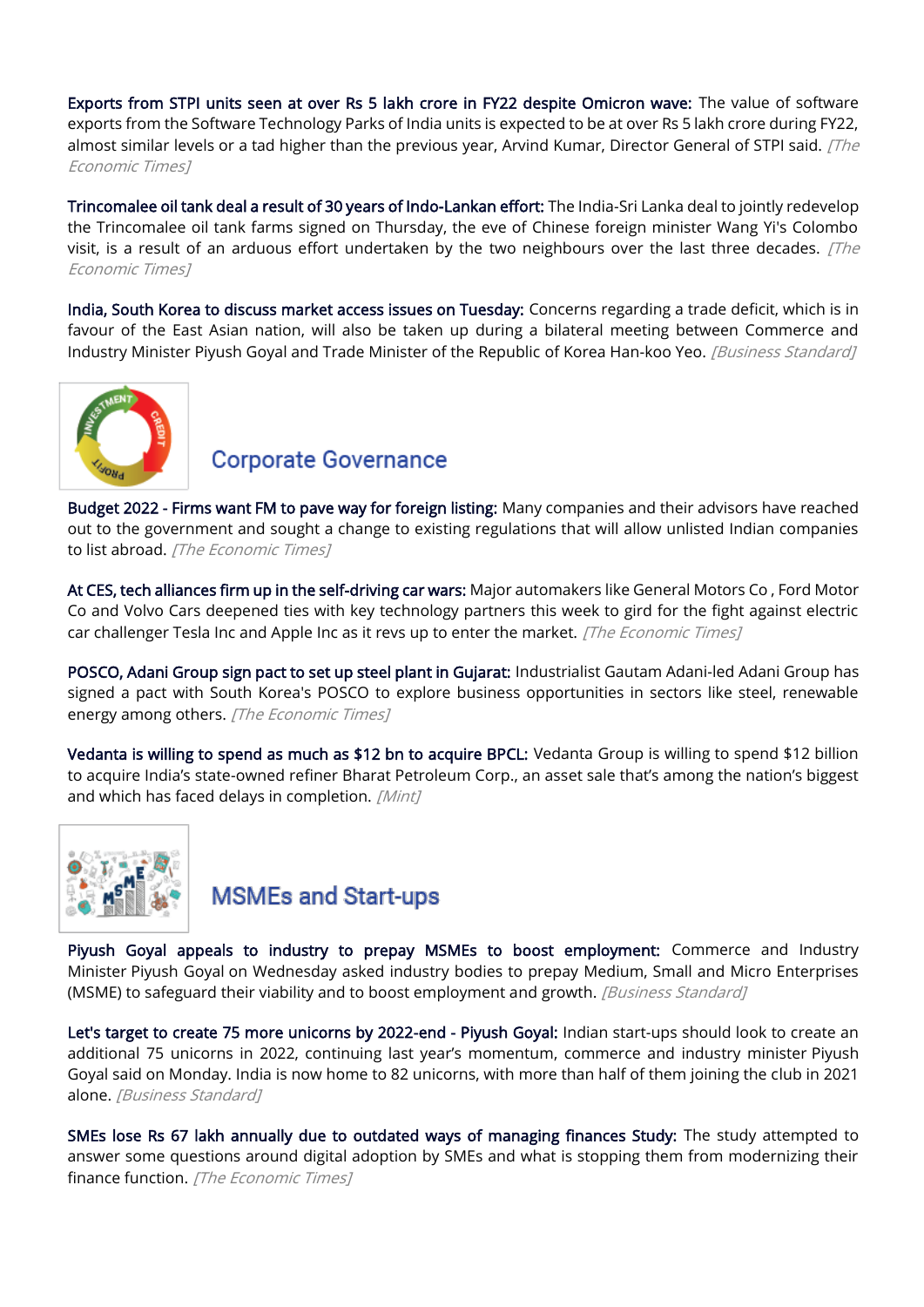**Exports from STPI units seen at over Rs 5 lakh crore in FY22 despite Omicron wave:** The value of software exports from the Software Technology Parks of India units is expected to be at over Rs 5 lakh crore during FY22, almost similar levels or a tad higher than the previous year, Arvind Kumar, Director General of STPI said. *[The Economic Times]*

**Trincomalee oil tank deal a result of 30 years of Indo-Lankan effort:** The India-Sri Lanka deal to jointly redevelop the Trincomalee oil tank farms signed on Thursday, the eve of Chinese foreign minister Wang Yi's Colombo visit, is a result of an arduous effort undertaken by the two neighbours over the last three decades. *[The Economic Times]*

**India, South Korea to discuss market access issues on Tuesday:** Concerns regarding a trade deficit, which is in favour of the East Asian nation, will also be taken up during a bilateral meeting between Commerce and Industry Minister Piyush Goyal and Trade Minister of the Republic of Korea Han-koo Yeo. *[Business Standard]*

## Corporate Governance

**Budget 2022 - Firms want FM to pave way for foreign listing:** Many companies and their advisors have reached out to the government and sought a change to existing regulations that will allow unlisted Indian companies to list abroad. *[The Economic Times]*

**At CES, tech alliances firm up in the self-driving car wars:** Major automakers like General Motors Co , Ford Motor Co and Volvo Cars deepened ties with key technology partners this week to gird for the fight against electric car challenger Tesla Inc and Apple Inc as it revs up to enter the market. *[The Economic Times]*

**POSCO, Adani Group sign pact to set up steel plant in Gujarat:** Industrialist Gautam Adani-led Adani Group has signed a pact with South Korea's POSCO to explore business opportunities in sectors like steel, renewable energy among others. *[The Economic Times]*

**Vedanta is willing to spend as much as $12 bn to acquire BPCL:** Vedanta Group is willing to spend $12 billion to acquire India's state-owned refiner Bharat Petroleum Corp., an asset sale that's among the nation's biggest and which has faced delays in completion. *[Mint]*

## MSMEs and Start-ups

**Piyush Goyal appeals to industry to prepay MSMEs to boost employment:** Commerce and Industry Minister Piyush Goyal on Wednesday asked industry bodies to prepay Medium, Small and Micro Enterprises (MSME) to safeguard their viability and to boost employment and growth. *[Business Standard]*

**Let's target to create 75 more unicorns by 2022-end - Piyush Goyal:** Indian start-ups should look to create an additional 75 unicorns in 2022, continuing last year's momentum, commerce and industry minister Piyush Goyal said on Monday. India is now home to 82 unicorns, with more than half of them joining the club in 2021 alone. *[Business Standard]*

**SMEs lose Rs 67 lakh annually due to outdated ways of managing finances Study:** The study attempted to answer some questions around digital adoption by SMEs and what is stopping them from modernizing their finance function. *[The Economic Times]*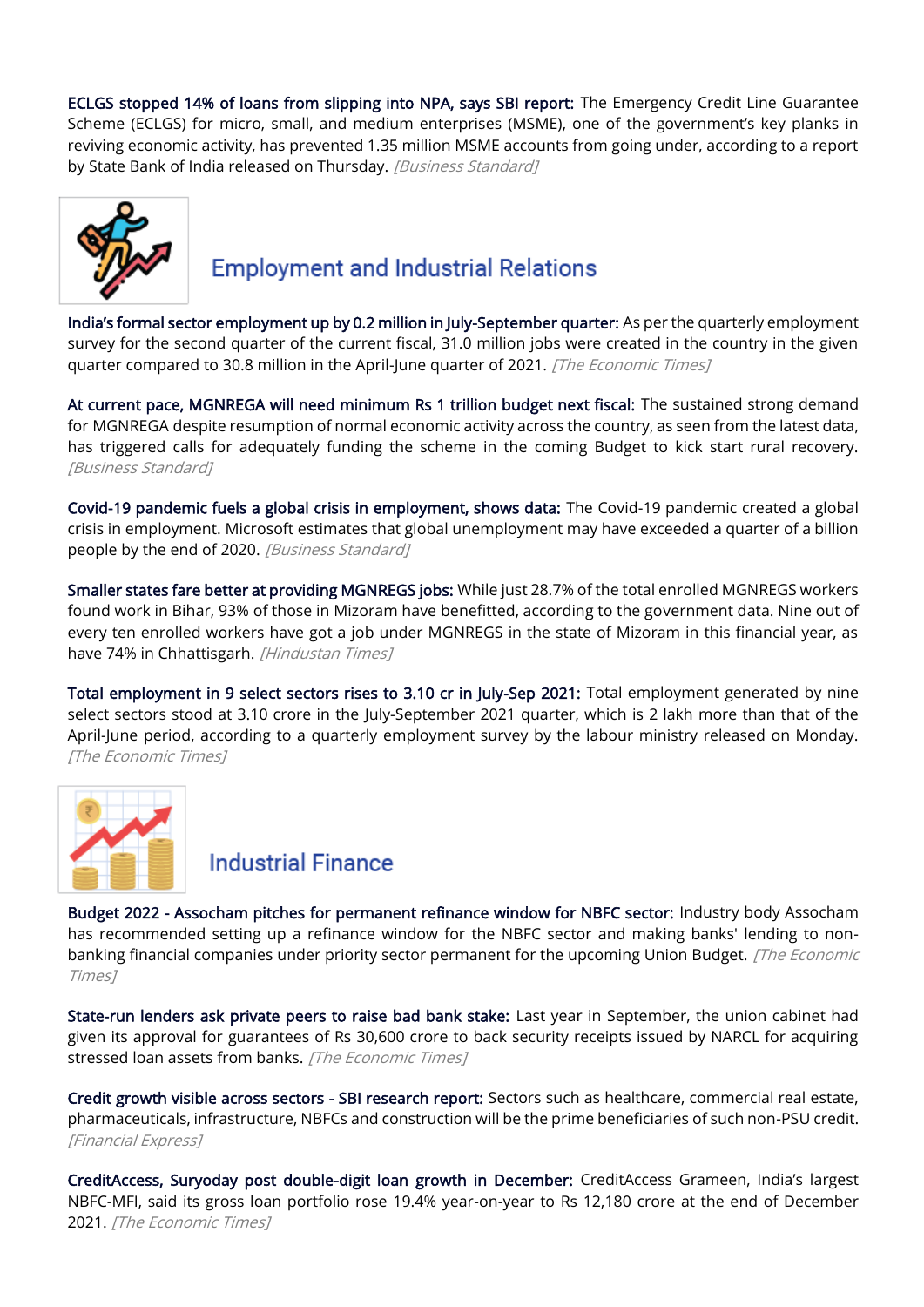**ECLGS stopped 14% of loans from slipping into NPA, says SBI report:** The Emergency Credit Line Guarantee Scheme (ECLGS) for micro, small, and medium enterprises (MSME), one of the government's key planks in reviving economic activity, has prevented 1.35 million MSME accounts from going under, according to a report by State Bank of India released on Thursday. *[Business Standard]*

## Employment and Industrial Relations

**India's formal sector employment up by 0.2 million in July-September quarter:** As per the quarterly employment survey for the second quarter of the current fiscal, 31.0 million jobs were created in the country in the given quarter compared to 30.8 million in the April-June quarter of 2021. *[The Economic Times]*

**At current pace, MGNREGA will need minimum Rs 1 trillion budget next fiscal:** The sustained strong demand for MGNREGA despite resumption of normal economic activity across the country, as seen from the latest data, has triggered calls for adequately funding the scheme in the coming Budget to kick start rural recovery. *[Business Standard]*

**Covid-19 pandemic fuels a global crisis in employment, shows data:** The Covid-19 pandemic created a global crisis in employment. Microsoft estimates that global unemployment may have exceeded a quarter of a billion people by the end of 2020. *[Business Standard]*

**Smaller states fare better at providing MGNREGS jobs:** While just 28.7% of the total enrolled MGNREGS workers found work in Bihar, 93% of those in Mizoram have benefitted, according to the government data. Nine out of every ten enrolled workers have got a job under MGNREGS in the state of Mizoram in this financial year, as have 74% in Chhattisgarh. *[Hindustan Times]*

**Total employment in 9 select sectors rises to 3.10 cr in July-Sep 2021:** Total employment generated by nine select sectors stood at 3.10 crore in the July-September 2021 quarter, which is 2 lakh more than that of the April-June period, according to a quarterly employment survey by the labour ministry released on Monday. *[The Economic Times]*

## Industrial Finance

**Budget 2022 - Assocham pitches for permanent refinance window for NBFC sector:** Industry body Assocham has recommended setting up a refinance window for the NBFC sector and making banks' lending to non-banking financial companies under priority sector permanent for the upcoming Union Budget. *[The Economic Times]*

**State-run lenders ask private peers to raise bad bank stake:** Last year in September, the union cabinet had given its approval for guarantees of Rs 30,600 crore to back security receipts issued by NARCL for acquiring stressed loan assets from banks. *[The Economic Times]*

**Credit growth visible across sectors - SBI research report:** Sectors such as healthcare, commercial real estate, pharmaceuticals, infrastructure, NBFCs and construction will be the prime beneficiaries of such non-PSU credit. *[Financial Express]*

**CreditAccess, Suryoday post double-digit loan growth in December:** CreditAccess Grameen, India's largest NBFC-MFI, said its gross loan portfolio rose 19.4% year-on-year to Rs 12,180 crore at the end of December 2021. *[The Economic Times]*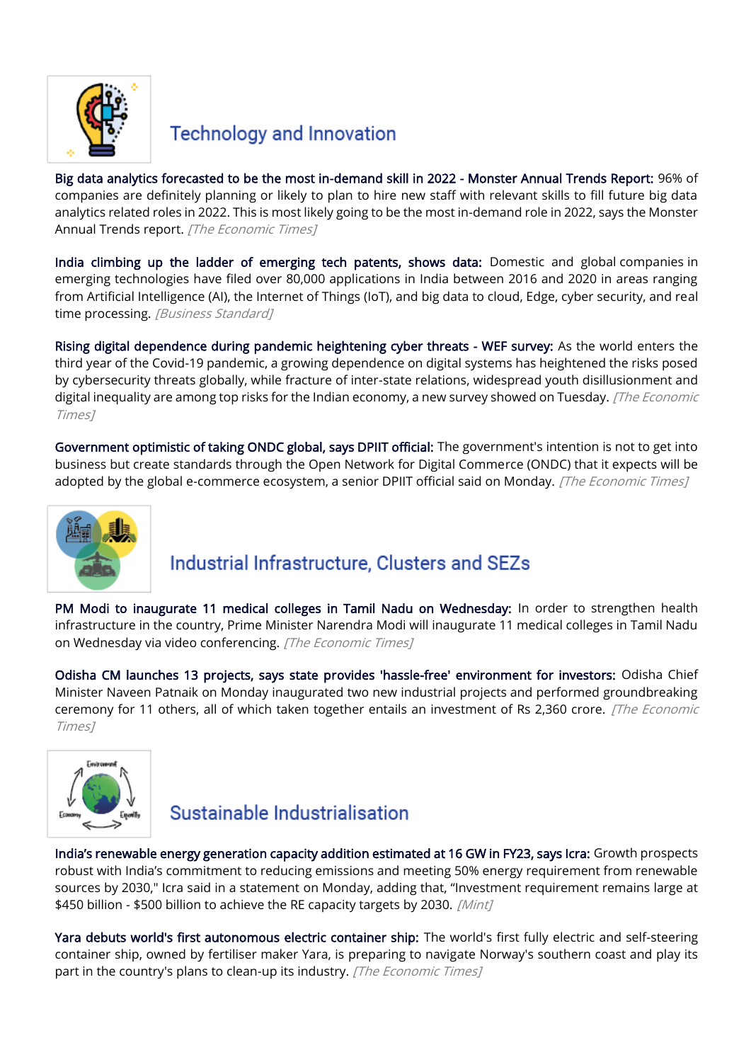## Technology and Innovation

**Big data analytics forecasted to be the most in-demand skill in 2022 - Monster Annual Trends Report:** 96% of companies are definitely planning or likely to plan to hire new staff with relevant skills to fill future big data analytics related roles in 2022. This is most likely going to be the most in-demand role in 2022, says the Monster Annual Trends report. *[The Economic Times]*

**India climbing up the ladder of emerging tech patents, shows data:** Domestic and global companies in emerging technologies have filed over 80,000 applications in India between 2016 and 2020 in areas ranging from Artificial Intelligence (AI), the Internet of Things (IoT), and big data to cloud, Edge, cyber security, and real time processing. *[Business Standard]*

**Rising digital dependence during pandemic heightening cyber threats - WEF survey:** As the world enters the third year of the Covid-19 pandemic, a growing dependence on digital systems has heightened the risks posed by cybersecurity threats globally, while fracture of inter-state relations, widespread youth disillusionment and digital inequality are among top risks for the Indian economy, a new survey showed on Tuesday. *[The Economic Times]*

**Government optimistic of taking ONDC global, says DPIIT official:** The government's intention is not to get into business but create standards through the Open Network for Digital Commerce (ONDC) that it expects will be adopted by the global e-commerce ecosystem, a senior DPIIT official said on Monday. *[The Economic Times]*

## Industrial Infrastructure, Clusters and SEZs

**PM Modi to inaugurate 11 medical colleges in Tamil Nadu on Wednesday:** In order to strengthen health infrastructure in the country, Prime Minister Narendra Modi will inaugurate 11 medical colleges in Tamil Nadu on Wednesday via video conferencing. *[The Economic Times]*

**Odisha CM launches 13 projects, says state provides 'hassle-free' environment for investors:** Odisha Chief Minister Naveen Patnaik on Monday inaugurated two new industrial projects and performed groundbreaking ceremony for 11 others, all of which taken together entails an investment of Rs 2,360 crore. *[The Economic Times]*

## Sustainable Industrialisation

**India's renewable energy generation capacity addition estimated at 16 GW in FY23, says Icra:** Growth prospects robust with India's commitment to reducing emissions and meeting 50% energy requirement from renewable sources by 2030," Icra said in a statement on Monday, adding that, "Investment requirement remains large at $450 billion - $500 billion to achieve the RE capacity targets by 2030. *[Mint]*

**Yara debuts world's first autonomous electric container ship:** The world's first fully electric and self-steering container ship, owned by fertiliser maker Yara, is preparing to navigate Norway's southern coast and play its part in the country's plans to clean-up its industry. *[The Economic Times]*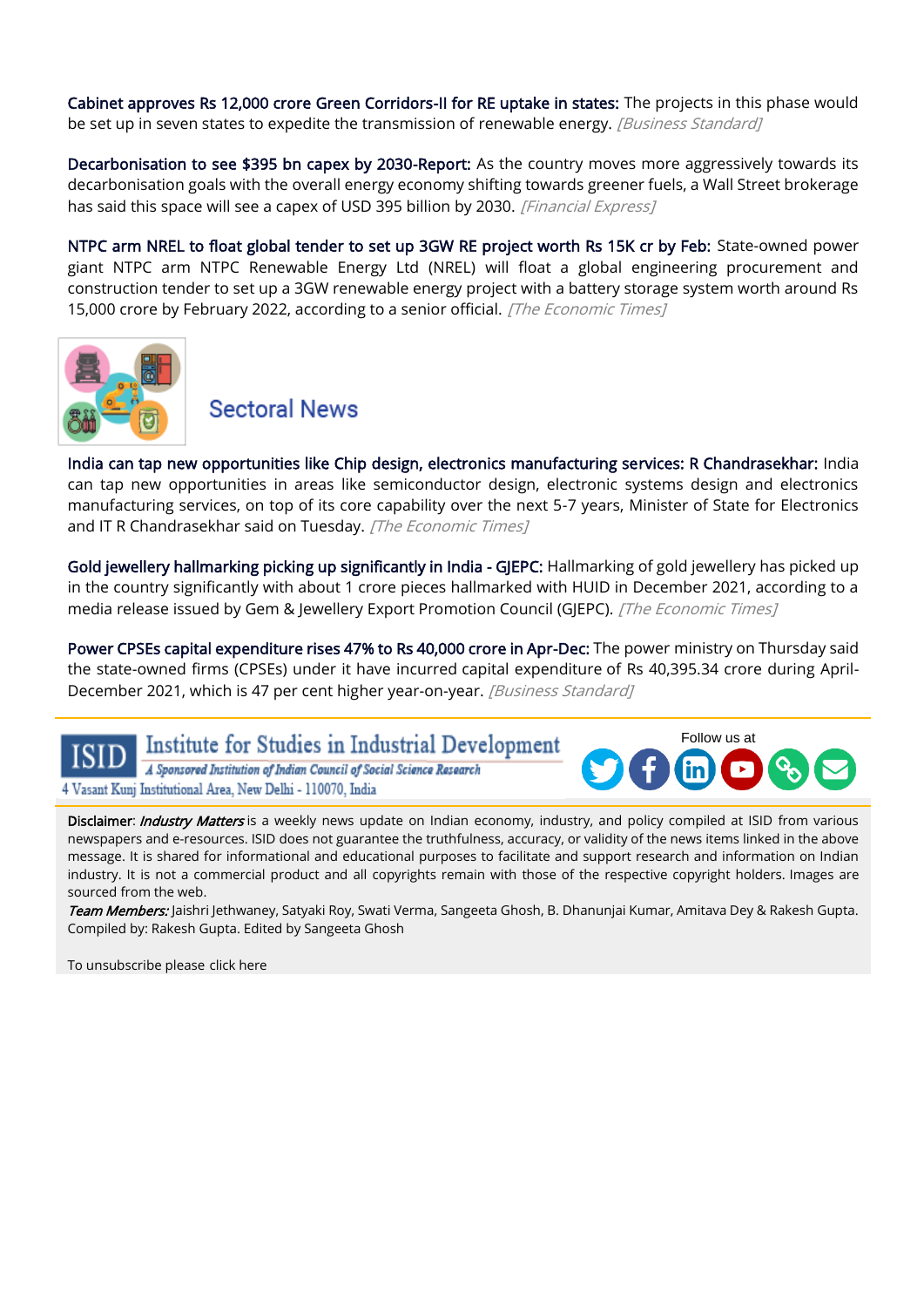**Cabinet approves Rs 12,000 crore Green Corridors-II for RE uptake in states:** The projects in this phase would be set up in seven states to expedite the transmission of renewable energy. *[Business Standard]*

**Decarbonisation to see $395 bn capex by 2030-Report:** As the country moves more aggressively towards its decarbonisation goals with the overall energy economy shifting towards greener fuels, a Wall Street brokerage has said this space will see a capex of USD 395 billion by 2030. *[Financial Express]*

**NTPC arm NREL to float global tender to set up 3GW RE project worth Rs 15K cr by Feb:** State-owned power giant NTPC arm NTPC Renewable Energy Ltd (NREL) will float a global engineering procurement and construction tender to set up a 3GW renewable energy project with a battery storage system worth around Rs 15,000 crore by February 2022, according to a senior official. *[The Economic Times]*

## Sectoral News

**India can tap new opportunities like Chip design, electronics manufacturing services: R Chandrasekhar:** India can tap new opportunities in areas like semiconductor design, electronic systems design and electronics manufacturing services, on top of its core capability over the next 5-7 years, Minister of State for Electronics and IT R Chandrasekhar said on Tuesday. *[The Economic Times]*

**Gold jewellery hallmarking picking up significantly in India - GJEPC:** Hallmarking of gold jewellery has picked up in the country significantly with about 1 crore pieces hallmarked with HUID in December 2021, according to a media release issued by Gem & Jewellery Export Promotion Council (GJEPC). *[The Economic Times]*

**Power CPSEs capital expenditure rises 47% to Rs 40,000 crore in Apr-Dec:** The power ministry on Thursday said the state-owned firms (CPSEs) under it have incurred capital expenditure of Rs 40,395.34 crore during April-December 2021, which is 47 per cent higher year-on-year. *[Business Standard]*

---

ISID Institute for Studies in Industrial Development
*A Sponsored Institution of Indian Council of Social Science Research*
4 Vasant Kunj Institutional Area, New Delhi - 110070, India

Follow us at

Disclaimer: *Industry Matters* is a weekly news update on Indian economy, industry, and policy compiled at ISID from various newspapers and e-resources. ISID does not guarantee the truthfulness, accuracy, or validity of the news items linked in the above message. It is shared for informational and educational purposes to facilitate and support research and information on Indian industry. It is not a commercial product and all copyrights remain with those of the respective copyright holders. Images are sourced from the web.

*Team Members:* Jaishri Jethwaney, Satyaki Roy, Swati Verma, Sangeeta Ghosh, B. Dhanunjai Kumar, Amitava Dey & Rakesh Gupta. Compiled by: Rakesh Gupta. Edited by Sangeeta Ghosh

To unsubscribe please click here